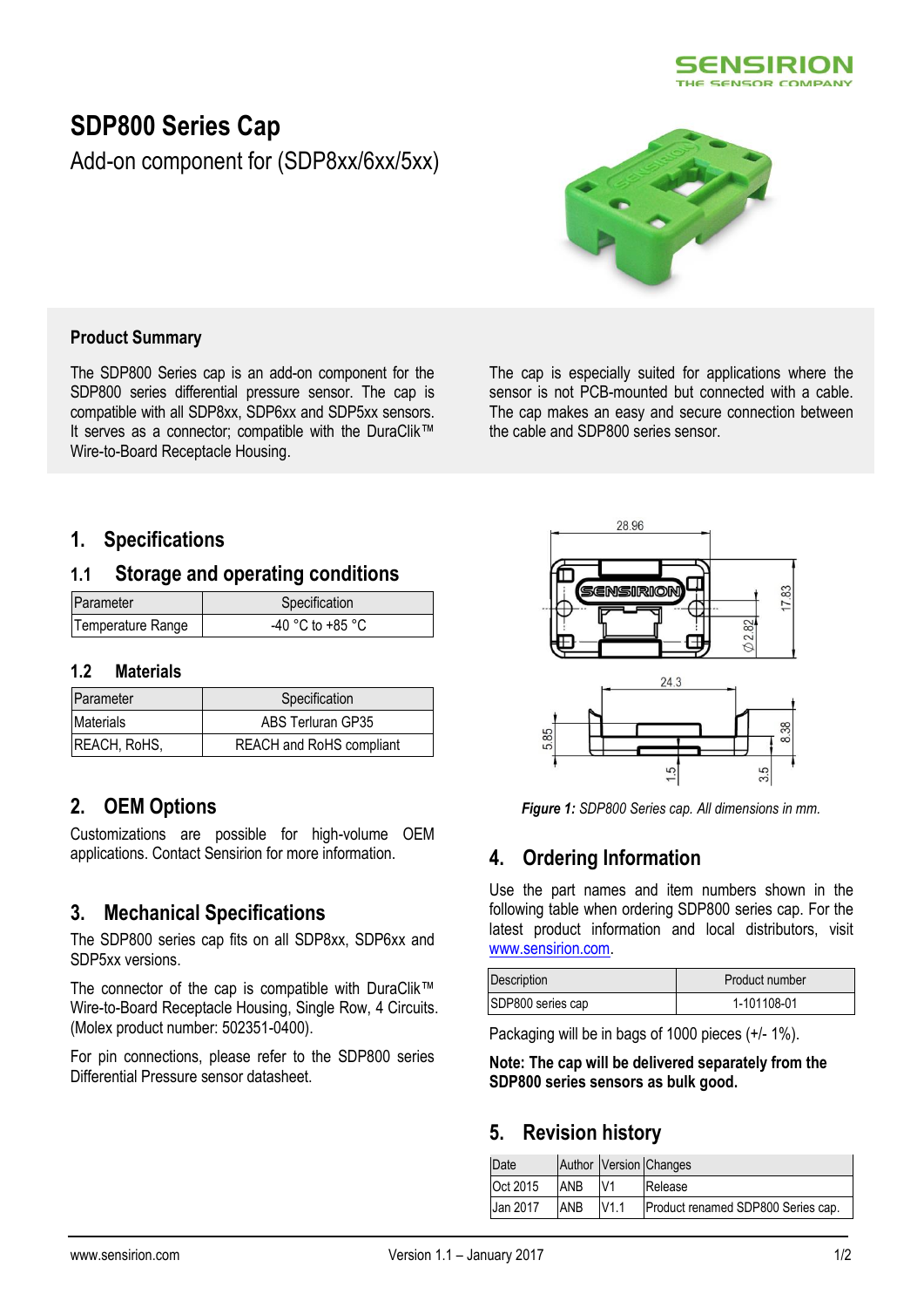# SDP800 Series Cap

Add-on component for (SDP8xx/6xx/5xx)

## Product Summary

The SDP800 Series cap is an add-on component for the SDP800 series differential pressure sensor. The cap is compatible with all SDP8xx, SDP6xx and SDP5xx sensors. It serves as a connector; compatible with the DuraClik™ Wire-to-Board Receptacle Housing.

The cap is especially suited for applications where the sensor is not PCB-mounted but connected with a cable. The cap makes an easy and secure connection between the cable and SDP800 series sensor.

## 1. Specifications

### 1.1 Storage and operating conditions

| Parameter | Specification |
|---|---|
| Temperature Range | -40 °C to +85 °C |

### 1.2 Materials

| Parameter | Specification |
|---|---|
| Materials | ABS Terluran GP35 |
| REACH, RoHS, | REACH and RoHS compliant |

## 2. OEM Options

Customizations are possible for high-volume OEM applications. Contact Sensirion for more information.

## 3. Mechanical Specifications

The SDP800 series cap fits on all SDP8xx, SDP6xx and SDP5xx versions.

The connector of the cap is compatible with DuraClik™ Wire-to-Board Receptacle Housing, Single Row, 4 Circuits. (Molex product number: 502351-0400).

For pin connections, please refer to the SDP800 series Differential Pressure sensor datasheet.

***Figure 1:*** *SDP800 Series cap. All dimensions in mm.*

## 4. Ordering Information

Use the part names and item numbers shown in the following table when ordering SDP800 series cap. For the latest product information and local distributors, visit www.sensirion.com.

| Description | Product number |
|---|---|
| SDP800 series cap | 1-101108-01 |

Packaging will be in bags of 1000 pieces (+/- 1%).

**Note: The cap will be delivered separately from the SDP800 series sensors as bulk good.**

## 5. Revision history

| Date | Author | Version | Changes |
|---|---|---|---|
| Oct 2015 | ANB | V1 | Release |
| Jan 2017 | ANB | V1.1 | Product renamed SDP800 Series cap. |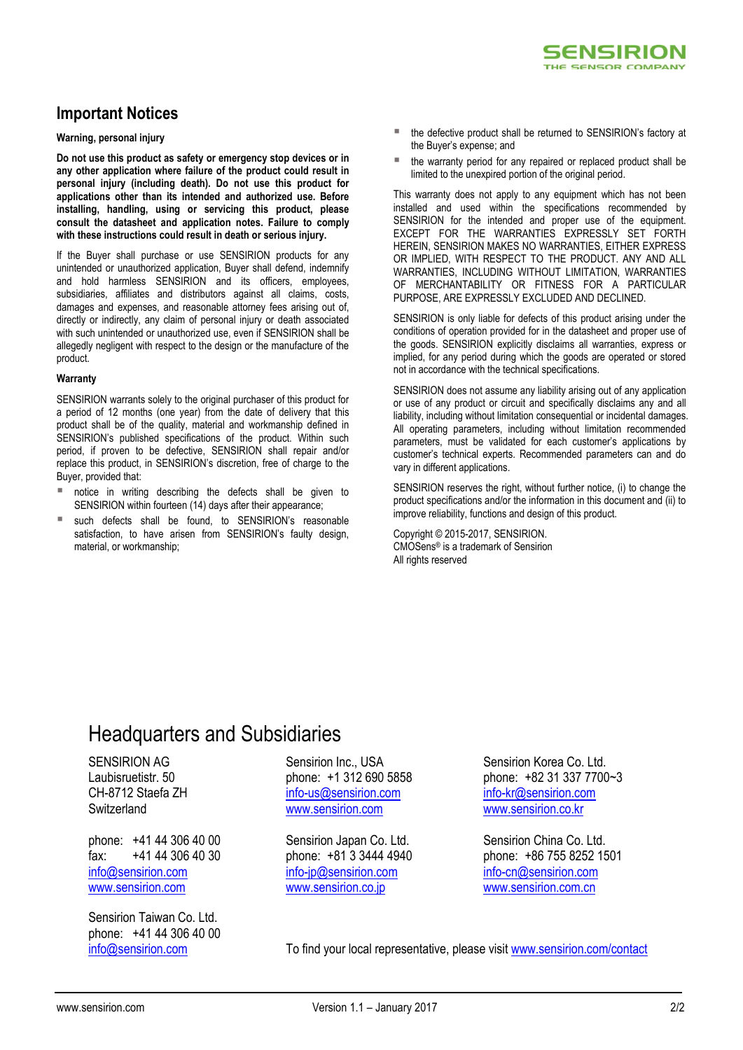## Important Notices

**Warning, personal injury**

**Do not use this product as safety or emergency stop devices or in any other application where failure of the product could result in personal injury (including death). Do not use this product for applications other than its intended and authorized use. Before installing, handling, using or servicing this product, please consult the datasheet and application notes. Failure to comply with these instructions could result in death or serious injury.**

If the Buyer shall purchase or use SENSIRION products for any unintended or unauthorized application, Buyer shall defend, indemnify and hold harmless SENSIRION and its officers, employees, subsidiaries, affiliates and distributors against all claims, costs, damages and expenses, and reasonable attorney fees arising out of, directly or indirectly, any claim of personal injury or death associated with such unintended or unauthorized use, even if SENSIRION shall be allegedly negligent with respect to the design or the manufacture of the product.

**Warranty**

SENSIRION warrants solely to the original purchaser of this product for a period of 12 months (one year) from the date of delivery that this product shall be of the quality, material and workmanship defined in SENSIRION's published specifications of the product. Within such period, if proven to be defective, SENSIRION shall repair and/or replace this product, in SENSIRION's discretion, free of charge to the Buyer, provided that:

- notice in writing describing the defects shall be given to SENSIRION within fourteen (14) days after their appearance;
- such defects shall be found, to SENSIRION's reasonable satisfaction, to have arisen from SENSIRION's faulty design, material, or workmanship;
- the defective product shall be returned to SENSIRION's factory at the Buyer's expense; and
- the warranty period for any repaired or replaced product shall be limited to the unexpired portion of the original period.

This warranty does not apply to any equipment which has not been installed and used within the specifications recommended by SENSIRION for the intended and proper use of the equipment. EXCEPT FOR THE WARRANTIES EXPRESSLY SET FORTH HEREIN, SENSIRION MAKES NO WARRANTIES, EITHER EXPRESS OR IMPLIED, WITH RESPECT TO THE PRODUCT. ANY AND ALL WARRANTIES, INCLUDING WITHOUT LIMITATION, WARRANTIES OF MERCHANTABILITY OR FITNESS FOR A PARTICULAR PURPOSE, ARE EXPRESSLY EXCLUDED AND DECLINED.

SENSIRION is only liable for defects of this product arising under the conditions of operation provided for in the datasheet and proper use of the goods. SENSIRION explicitly disclaims all warranties, express or implied, for any period during which the goods are operated or stored not in accordance with the technical specifications.

SENSIRION does not assume any liability arising out of any application or use of any product or circuit and specifically disclaims any and all liability, including without limitation consequential or incidental damages. All operating parameters, including without limitation recommended parameters, must be validated for each customer's applications by customer's technical experts. Recommended parameters can and do vary in different applications.

SENSIRION reserves the right, without further notice, (i) to change the product specifications and/or the information in this document and (ii) to improve reliability, functions and design of this product.

Copyright © 2015-2017, SENSIRION.
CMOSens® is a trademark of Sensirion
All rights reserved

# Headquarters and Subsidiaries

SENSIRION AG
Laubisruetistr. 50
CH-8712 Staefa ZH
Switzerland

phone: +41 44 306 40 00
fax: +41 44 306 40 30
info@sensirion.com
www.sensirion.com

Sensirion Taiwan Co. Ltd.
phone: +41 44 306 40 00
info@sensirion.com

Sensirion Inc., USA
phone: +1 312 690 5858
info-us@sensirion.com
www.sensirion.com

Sensirion Japan Co. Ltd.
phone: +81 3 3444 4940
info-jp@sensirion.com
www.sensirion.co.jp

Sensirion Korea Co. Ltd.
phone: +82 31 337 7700~3
info-kr@sensirion.com
www.sensirion.co.kr

Sensirion China Co. Ltd.
phone: +86 755 8252 1501
info-cn@sensirion.com
www.sensirion.com.cn

To find your local representative, please visit www.sensirion.com/contact